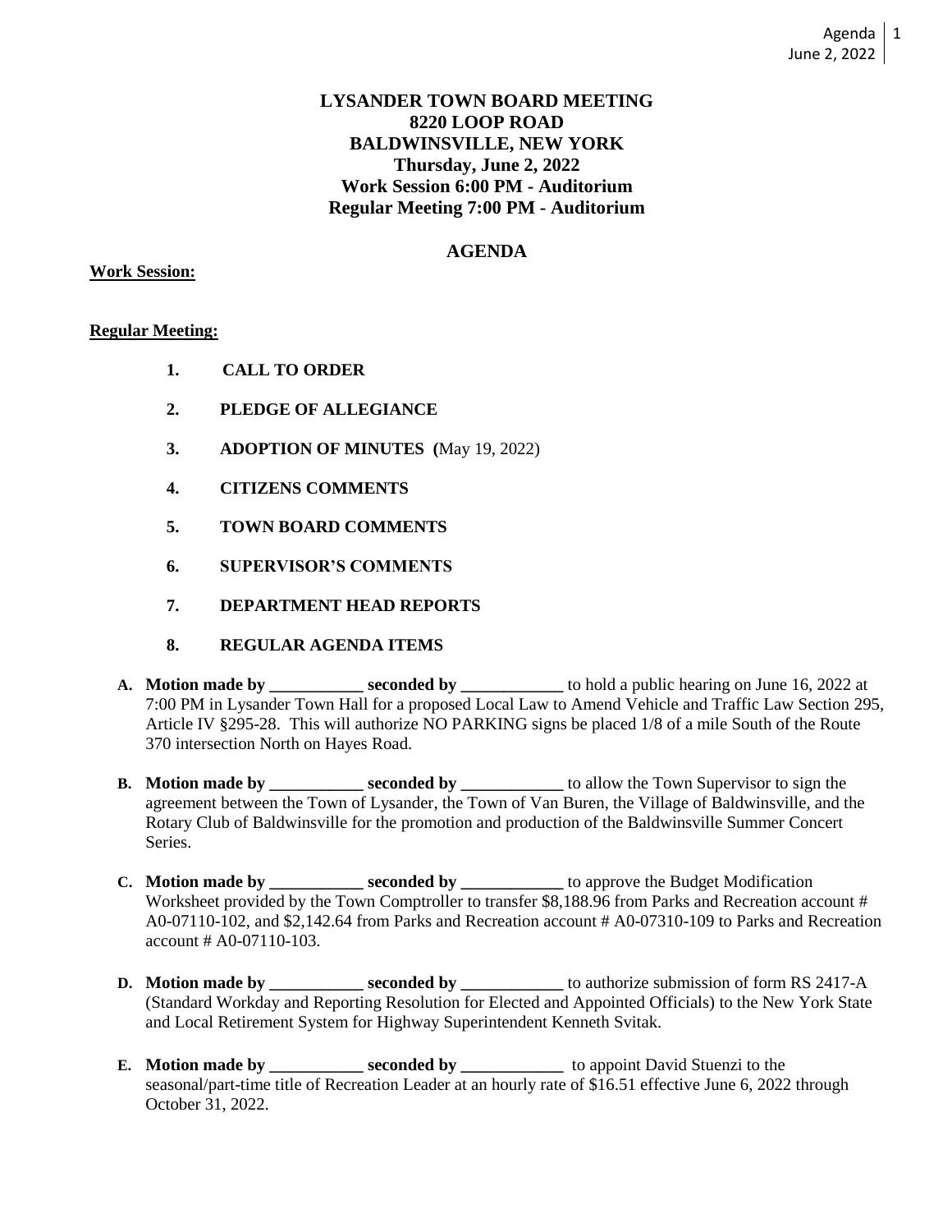# LYSANDER TOWN BOARD MEETING
# 8220 LOOP ROAD
# BALDWINSVILLE, NEW YORK
## Thursday, June 2, 2022
## Work Session 6:00 PM - Auditorium
## Regular Meeting 7:00 PM - Auditorium

## AGENDA

**Work Session:**

**Regular Meeting:**

1. **CALL TO ORDER**
2. **PLEDGE OF ALLEGIANCE**
3. **ADOPTION OF MINUTES (**May 19, 2022)
4. **CITIZENS COMMENTS**
5. **TOWN BOARD COMMENTS**
6. **SUPERVISOR'S COMMENTS**
7. **DEPARTMENT HEAD REPORTS**
8. **REGULAR AGENDA ITEMS**

**A. Motion made by ___________ seconded by ____________** to hold a public hearing on June 16, 2022 at 7:00 PM in Lysander Town Hall for a proposed Local Law to Amend Vehicle and Traffic Law Section 295, Article IV §295-28. This will authorize NO PARKING signs be placed 1/8 of a mile South of the Route 370 intersection North on Hayes Road.

**B. Motion made by ___________ seconded by ____________** to allow the Town Supervisor to sign the agreement between the Town of Lysander, the Town of Van Buren, the Village of Baldwinsville, and the Rotary Club of Baldwinsville for the promotion and production of the Baldwinsville Summer Concert Series.

**C. Motion made by ___________ seconded by ____________** to approve the Budget Modification Worksheet provided by the Town Comptroller to transfer $8,188.96 from Parks and Recreation account # A0-07110-102, and $2,142.64 from Parks and Recreation account # A0-07310-109 to Parks and Recreation account # A0-07110-103.

**D. Motion made by ___________ seconded by ____________** to authorize submission of form RS 2417-A (Standard Workday and Reporting Resolution for Elected and Appointed Officials) to the New York State and Local Retirement System for Highway Superintendent Kenneth Svitak.

**E. Motion made by ___________ seconded by ____________** to appoint David Stuenzi to the seasonal/part-time title of Recreation Leader at an hourly rate of $16.51 effective June 6, 2022 through October 31, 2022.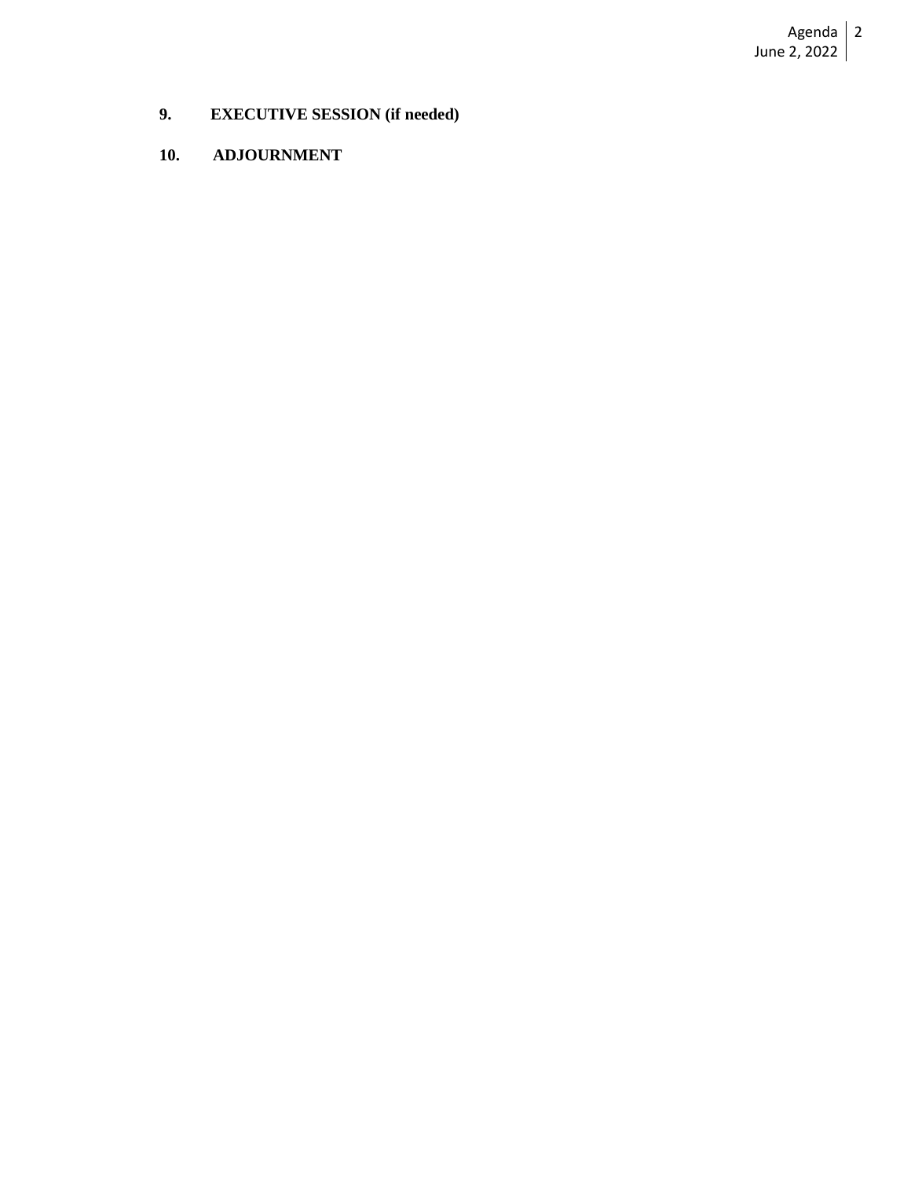**9. EXECUTIVE SESSION (if needed)**

**10. ADJOURNMENT**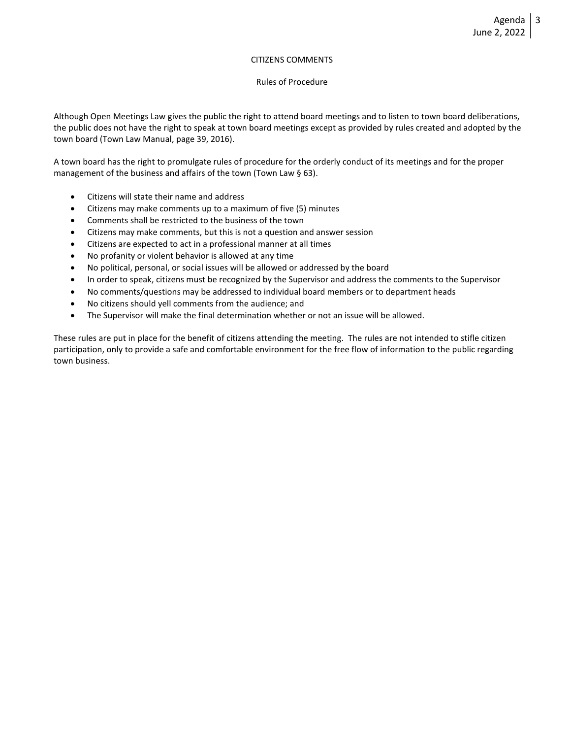## CITIZENS COMMENTS

### Rules of Procedure

Although Open Meetings Law gives the public the right to attend board meetings and to listen to town board deliberations, the public does not have the right to speak at town board meetings except as provided by rules created and adopted by the town board (Town Law Manual, page 39, 2016).

A town board has the right to promulgate rules of procedure for the orderly conduct of its meetings and for the proper management of the business and affairs of the town (Town Law § 63).

- Citizens will state their name and address
- Citizens may make comments up to a maximum of five (5) minutes
- Comments shall be restricted to the business of the town
- Citizens may make comments, but this is not a question and answer session
- Citizens are expected to act in a professional manner at all times
- No profanity or violent behavior is allowed at any time
- No political, personal, or social issues will be allowed or addressed by the board
- In order to speak, citizens must be recognized by the Supervisor and address the comments to the Supervisor
- No comments/questions may be addressed to individual board members or to department heads
- No citizens should yell comments from the audience; and
- The Supervisor will make the final determination whether or not an issue will be allowed.

These rules are put in place for the benefit of citizens attending the meeting. The rules are not intended to stifle citizen participation, only to provide a safe and comfortable environment for the free flow of information to the public regarding town business.